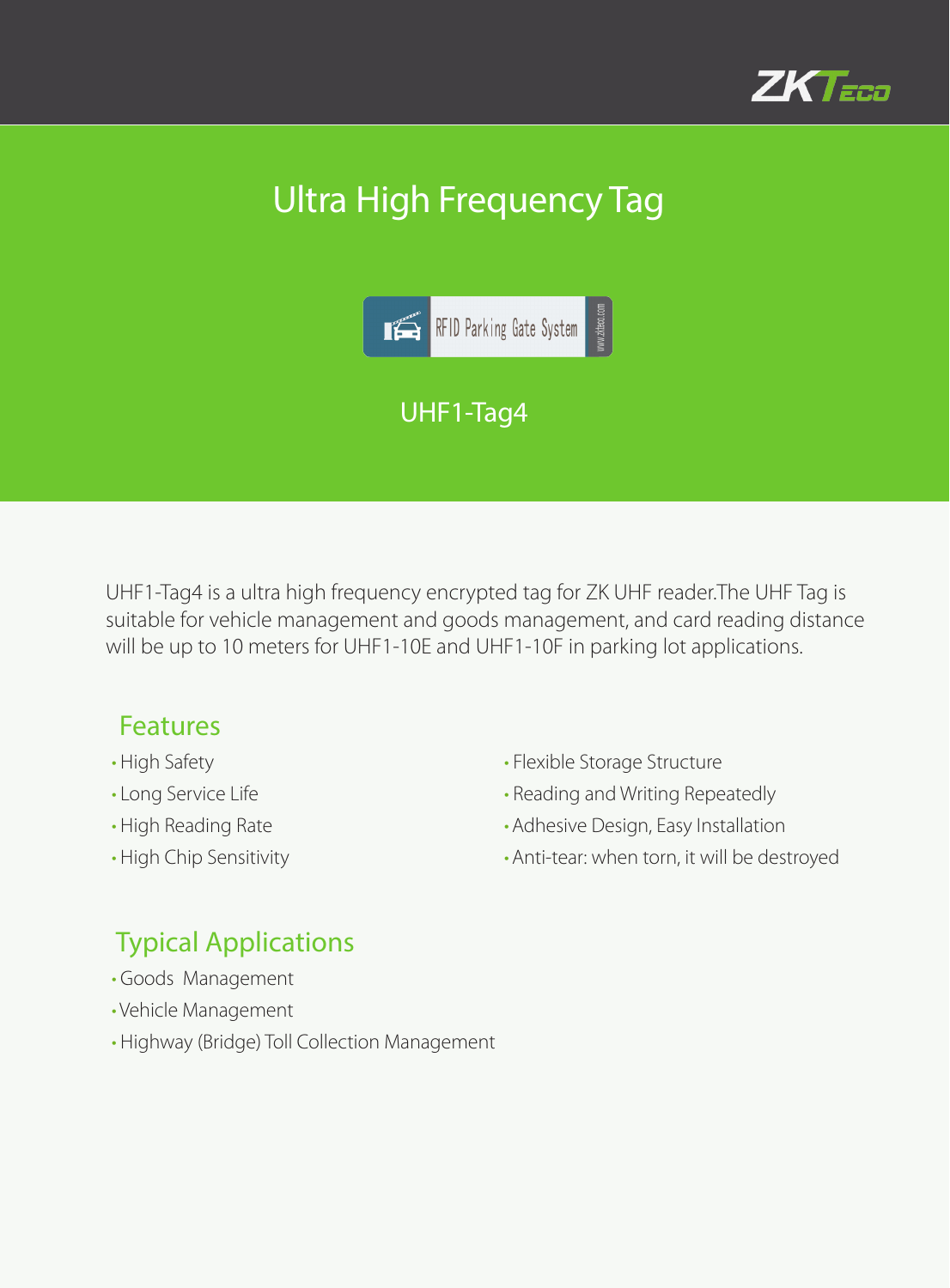# Ultra High Frequency Tag

## UHF1-Tag4

UHF1-Tag4 is a ultra high frequency encrypted tag for ZK UHF reader.The UHF Tag is suitable for vehicle management and goods management, and card reading distance will be up to 10 meters for UHF1-10E and UHF1-10F in parking lot applications.

## Features

- High Safety
- Long Service Life
- High Reading Rate
- High Chip Sensitivity
- Flexible Storage Structure
- Reading and Writing Repeatedly
- Adhesive Design, Easy Installation
- Anti-tear: when torn, it will be destroyed

## Typical Applications

- Goods Management
- Vehicle Management
- Highway (Bridge) Toll Collection Management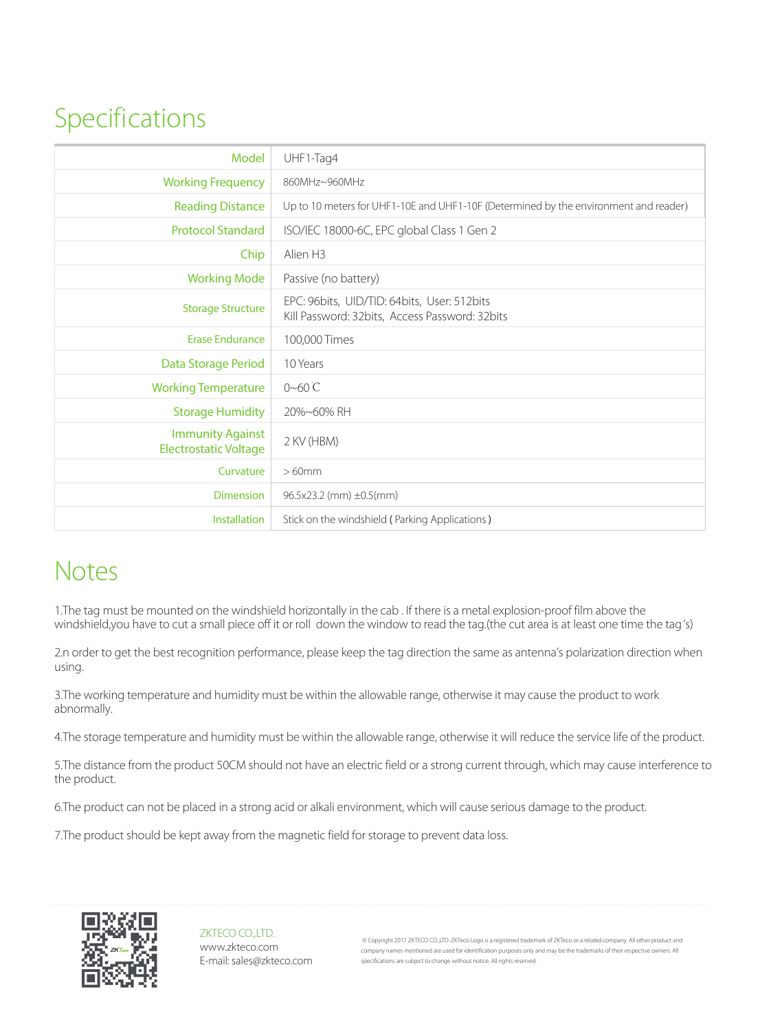# Specifications

| | |
|---|---|
| Model | UHF1-Tag4 |
| Working Frequency | 860MHz~960MHz |
| Reading Distance | Up to 10 meters for UHF1-10E and UHF1-10F (Determined by the environment and reader) |
| Protocol Standard | ISO/IEC 18000-6C, EPC global Class 1 Gen 2 |
| Chip | Alien H3 |
| Working Mode | Passive (no battery) |
| Storage Structure | EPC: 96bits, UID/TID: 64bits, User: 512bits<br>Kill Password: 32bits, Access Password: 32bits |
| Erase Endurance | 100,000 Times |
| Data Storage Period | 10 Years |
| Working Temperature | 0~60 ℃ |
| Storage Humidity | 20%~60% RH |
| Immunity Against Electrostatic Voltage | 2 KV (HBM) |
| Curvature | > 60mm |
| Dimension | 96.5x23.2 (mm) ±0.5(mm) |
| Installation | Stick on the windshield ( Parking Applications ) |

# Notes

1.The tag must be mounted on the windshield horizontally in the cab . If there is a metal explosion-proof film above the windshield,you have to cut a small piece off it or roll down the window to read the tag.(the cut area is at least one time the tag 's)

2.n order to get the best recognition performance, please keep the tag direction the same as antenna's polarization direction when using.

3.The working temperature and humidity must be within the allowable range, otherwise it may cause the product to work abnormally.

4.The storage temperature and humidity must be within the allowable range, otherwise it will reduce the service life of the product.

5.The distance from the product 50CM should not have an electric field or a strong current through, which may cause interference to the product.

6.The product can not be placed in a strong acid or alkali environment, which will cause serious damage to the product.

7.The product should be kept away from the magnetic field for storage to prevent data loss.

ZKTECO CO.,LTD.
www.zkteco.com
E-mail: sales@zkteco.com

© Copyright 2017 ZKTECO CO.,LTD. ZKTeco Logo is a registered trademark of ZKTeco or a related company. All other product and company names mentioned are used for identification purposes only and may be the trademarks of their respective owners. All specifications are subject to change without notice. All rights reserved.